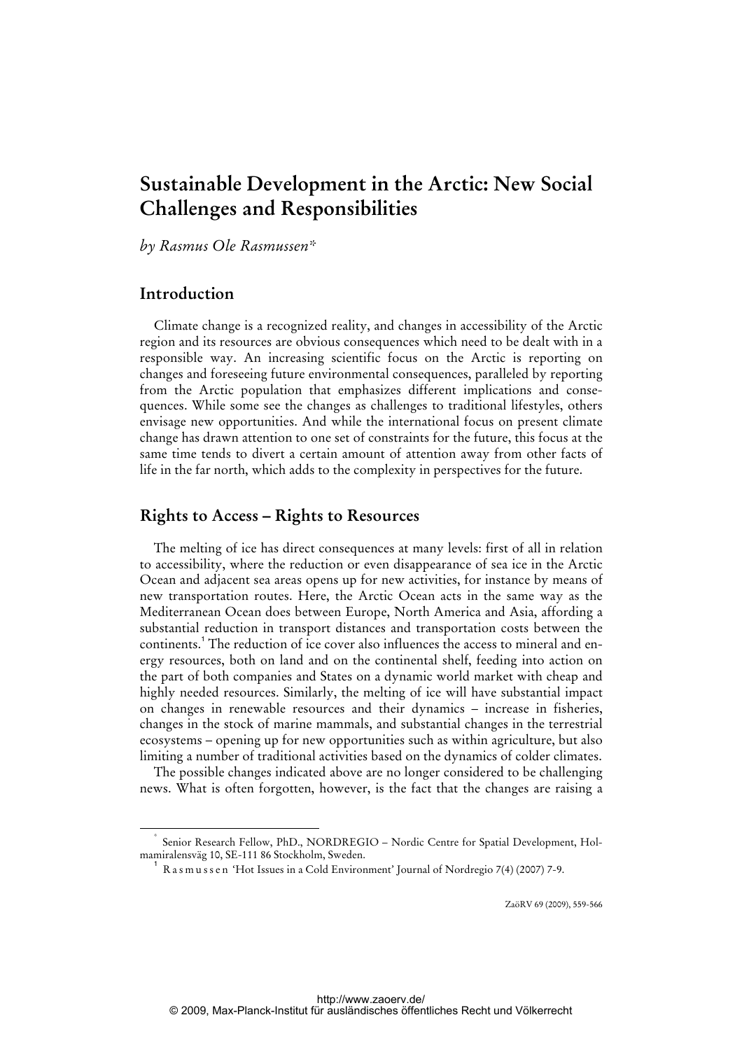# Sustainable Development in the Arctic: New Social Challenges and Responsibilities

*by Rasmus Ole Rasmussen**

## Introduction

Climate change is a recognized reality, and changes in accessibility of the Arctic region and its resources are obvious consequences which need to be dealt with in a responsible way. An increasing scientific focus on the Arctic is reporting on changes and foreseeing future environmental consequences, paralleled by reporting from the Arctic population that emphasizes different implications and consequences. While some see the changes as challenges to traditional lifestyles, others envisage new opportunities. And while the international focus on present climate change has drawn attention to one set of constraints for the future, this focus at the same time tends to divert a certain amount of attention away from other facts of life in the far north, which adds to the complexity in perspectives for the future.

## Rights to Access – Rights to Resources

The melting of ice has direct consequences at many levels: first of all in relation to accessibility, where the reduction or even disappearance of sea ice in the Arctic Ocean and adjacent sea areas opens up for new activities, for instance by means of new transportation routes. Here, the Arctic Ocean acts in the same way as the Mediterranean Ocean does between Europe, North America and Asia, affording a substantial reduction in transport distances and transportation costs between the continents.[1] The reduction of ice cover also influences the access to mineral and energy resources, both on land and on the continental shelf, feeding into action on the part of both companies and States on a dynamic world market with cheap and highly needed resources. Similarly, the melting of ice will have substantial impact on changes in renewable resources and their dynamics – increase in fisheries, changes in the stock of marine mammals, and substantial changes in the terrestrial ecosystems – opening up for new opportunities such as within agriculture, but also limiting a number of traditional activities based on the dynamics of colder climates.

The possible changes indicated above are no longer considered to be challenging news. What is often forgotten, however, is the fact that the changes are raising a

---

\* Senior Research Fellow, PhD., NORDREGIO – Nordic Centre for Spatial Development, Holmamiralensväg 10, SE-111 86 Stockholm, Sweden.

[1] Rasmussen 'Hot Issues in a Cold Environment' Journal of Nordregio 7(4) (2007) 7-9.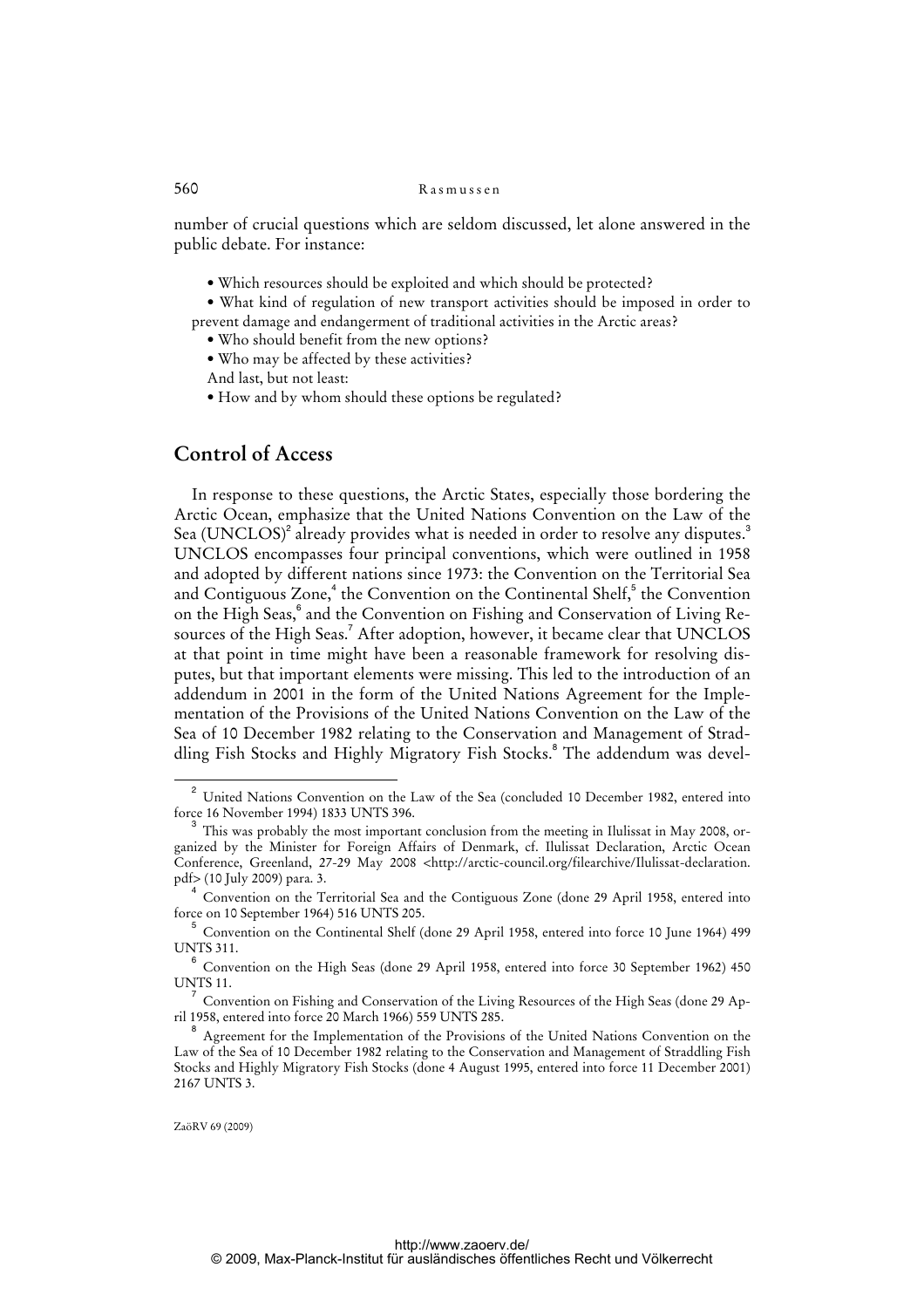number of crucial questions which are seldom discussed, let alone answered in the public debate. For instance:

- Which resources should be exploited and which should be protected?
- What kind of regulation of new transport activities should be imposed in order to prevent damage and endangerment of traditional activities in the Arctic areas?
- Who should benefit from the new options?
- Who may be affected by these activities?

And last, but not least:

- How and by whom should these options be regulated?

## Control of Access

In response to these questions, the Arctic States, especially those bordering the Arctic Ocean, emphasize that the United Nations Convention on the Law of the Sea (UNCLOS)[2] already provides what is needed in order to resolve any disputes.[3] UNCLOS encompasses four principal conventions, which were outlined in 1958 and adopted by different nations since 1973: the Convention on the Territorial Sea and Contiguous Zone,[4] the Convention on the Continental Shelf,[5] the Convention on the High Seas,[6] and the Convention on Fishing and Conservation of Living Resources of the High Seas.[7] After adoption, however, it became clear that UNCLOS at that point in time might have been a reasonable framework for resolving disputes, but that important elements were missing. This led to the introduction of an addendum in 2001 in the form of the United Nations Agreement for the Implementation of the Provisions of the United Nations Convention on the Law of the Sea of 10 December 1982 relating to the Conservation and Management of Straddling Fish Stocks and Highly Migratory Fish Stocks.[8] The addendum was devel-

---

[2] United Nations Convention on the Law of the Sea (concluded 10 December 1982, entered into force 16 November 1994) 1833 UNTS 396.

[3] This was probably the most important conclusion from the meeting in Ilulissat in May 2008, organized by the Minister for Foreign Affairs of Denmark, cf. Ilulissat Declaration, Arctic Ocean Conference, Greenland, 27-29 May 2008 <http://arctic-council.org/filearchive/Ilulissat-declaration.pdf> (10 July 2009) para. 3.

[4] Convention on the Territorial Sea and the Contiguous Zone (done 29 April 1958, entered into force on 10 September 1964) 516 UNTS 205.

[5] Convention on the Continental Shelf (done 29 April 1958, entered into force 10 June 1964) 499 UNTS 311.

[6] Convention on the High Seas (done 29 April 1958, entered into force 30 September 1962) 450 UNTS 11.

[7] Convention on Fishing and Conservation of the Living Resources of the High Seas (done 29 April 1958, entered into force 20 March 1966) 559 UNTS 285.

[8] Agreement for the Implementation of the Provisions of the United Nations Convention on the Law of the Sea of 10 December 1982 relating to the Conservation and Management of Straddling Fish Stocks and Highly Migratory Fish Stocks (done 4 August 1995, entered into force 11 December 2001) 2167 UNTS 3.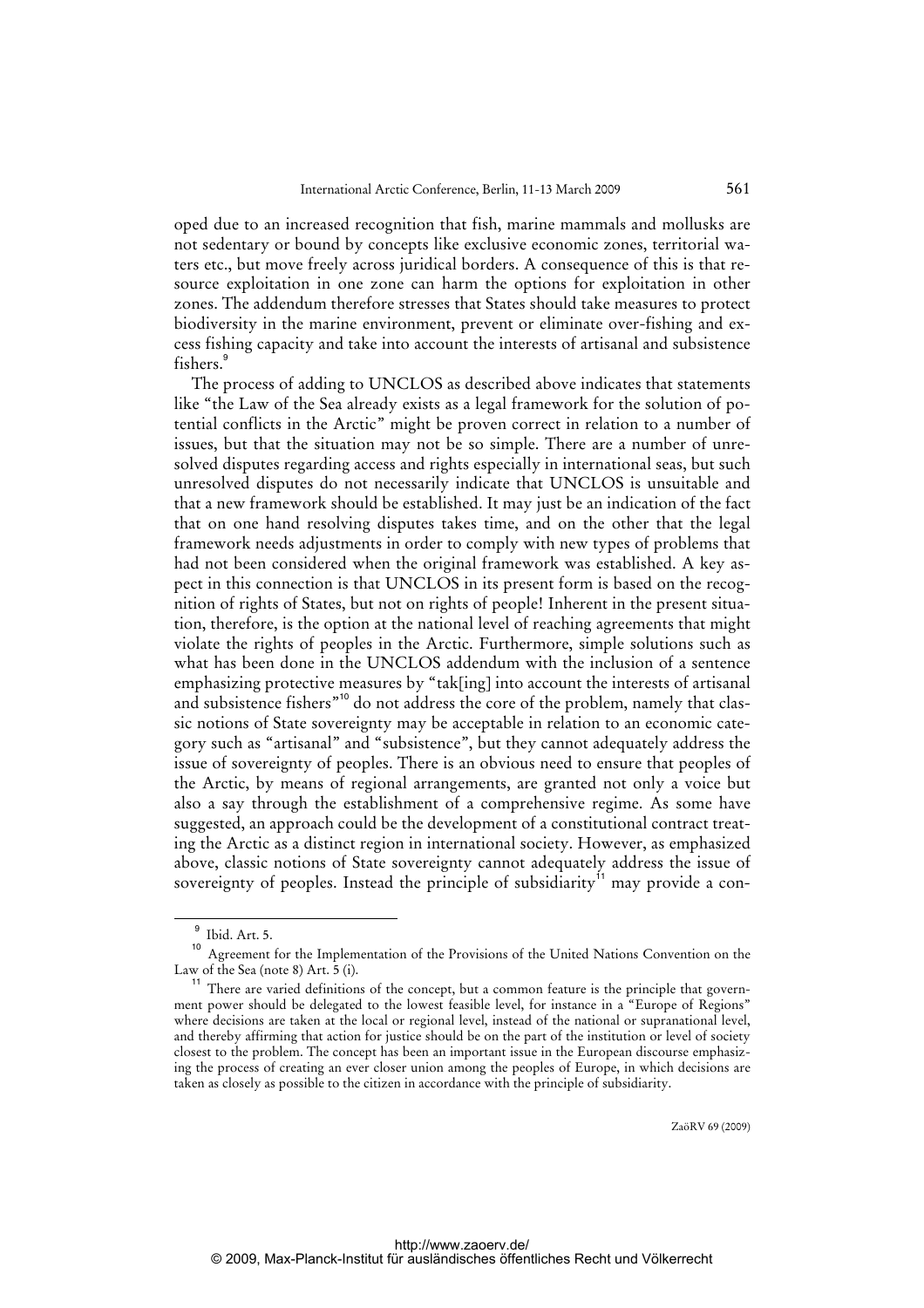oped due to an increased recognition that fish, marine mammals and mollusks are not sedentary or bound by concepts like exclusive economic zones, territorial waters etc., but move freely across juridical borders. A consequence of this is that resource exploitation in one zone can harm the options for exploitation in other zones. The addendum therefore stresses that States should take measures to protect biodiversity in the marine environment, prevent or eliminate over-fishing and excess fishing capacity and take into account the interests of artisanal and subsistence fishers.[9]

The process of adding to UNCLOS as described above indicates that statements like "the Law of the Sea already exists as a legal framework for the solution of potential conflicts in the Arctic" might be proven correct in relation to a number of issues, but that the situation may not be so simple. There are a number of unresolved disputes regarding access and rights especially in international seas, but such unresolved disputes do not necessarily indicate that UNCLOS is unsuitable and that a new framework should be established. It may just be an indication of the fact that on one hand resolving disputes takes time, and on the other that the legal framework needs adjustments in order to comply with new types of problems that had not been considered when the original framework was established. A key aspect in this connection is that UNCLOS in its present form is based on the recognition of rights of States, but not on rights of people! Inherent in the present situation, therefore, is the option at the national level of reaching agreements that might violate the rights of peoples in the Arctic. Furthermore, simple solutions such as what has been done in the UNCLOS addendum with the inclusion of a sentence emphasizing protective measures by "tak[ing] into account the interests of artisanal and subsistence fishers"[10] do not address the core of the problem, namely that classic notions of State sovereignty may be acceptable in relation to an economic category such as "artisanal" and "subsistence", but they cannot adequately address the issue of sovereignty of peoples. There is an obvious need to ensure that peoples of the Arctic, by means of regional arrangements, are granted not only a voice but also a say through the establishment of a comprehensive regime. As some have suggested, an approach could be the development of a constitutional contract treating the Arctic as a distinct region in international society. However, as emphasized above, classic notions of State sovereignty cannot adequately address the issue of sovereignty of peoples. Instead the principle of subsidiarity[11] may provide a con-

---

[9] Ibid. Art. 5.

[10] Agreement for the Implementation of the Provisions of the United Nations Convention on the Law of the Sea (note 8) Art. 5 (i).

[11] There are varied definitions of the concept, but a common feature is the principle that government power should be delegated to the lowest feasible level, for instance in a "Europe of Regions" where decisions are taken at the local or regional level, instead of the national or supranational level, and thereby affirming that action for justice should be on the part of the institution or level of society closest to the problem. The concept has been an important issue in the European discourse emphasizing the process of creating an ever closer union among the peoples of Europe, in which decisions are taken as closely as possible to the citizen in accordance with the principle of subsidiarity.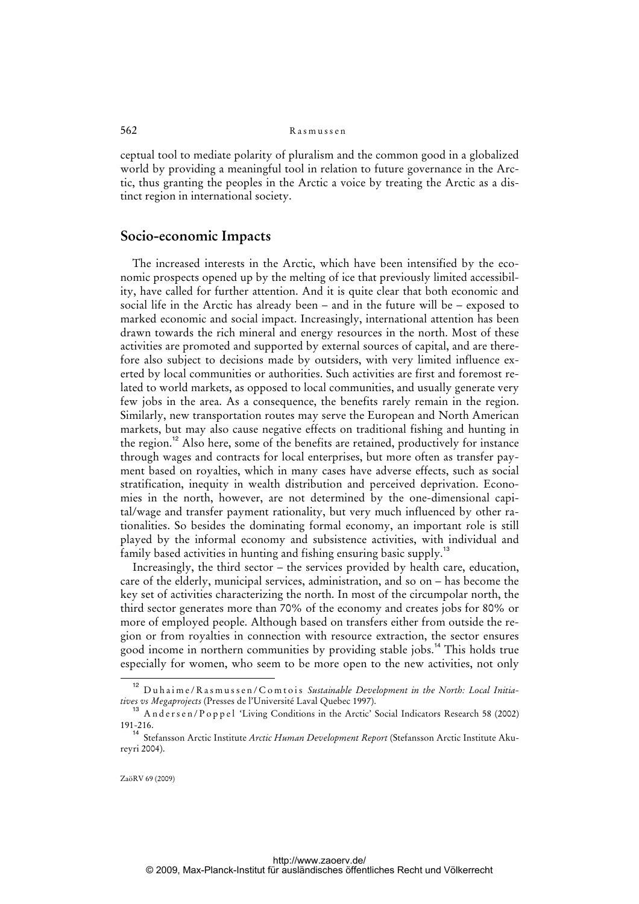ceptual tool to mediate polarity of pluralism and the common good in a globalized world by providing a meaningful tool in relation to future governance in the Arctic, thus granting the peoples in the Arctic a voice by treating the Arctic as a distinct region in international society.

## Socio-economic Impacts

The increased interests in the Arctic, which have been intensified by the economic prospects opened up by the melting of ice that previously limited accessibility, have called for further attention. And it is quite clear that both economic and social life in the Arctic has already been – and in the future will be – exposed to marked economic and social impact. Increasingly, international attention has been drawn towards the rich mineral and energy resources in the north. Most of these activities are promoted and supported by external sources of capital, and are therefore also subject to decisions made by outsiders, with very limited influence exerted by local communities or authorities. Such activities are first and foremost related to world markets, as opposed to local communities, and usually generate very few jobs in the area. As a consequence, the benefits rarely remain in the region. Similarly, new transportation routes may serve the European and North American markets, but may also cause negative effects on traditional fishing and hunting in the region.[12] Also here, some of the benefits are retained, productively for instance through wages and contracts for local enterprises, but more often as transfer payment based on royalties, which in many cases have adverse effects, such as social stratification, inequity in wealth distribution and perceived deprivation. Economies in the north, however, are not determined by the one-dimensional capital/wage and transfer payment rationality, but very much influenced by other rationalities. So besides the dominating formal economy, an important role is still played by the informal economy and subsistence activities, with individual and family based activities in hunting and fishing ensuring basic supply.[13]

Increasingly, the third sector – the services provided by health care, education, care of the elderly, municipal services, administration, and so on – has become the key set of activities characterizing the north. In most of the circumpolar north, the third sector generates more than 70% of the economy and creates jobs for 80% or more of employed people. Although based on transfers either from outside the region or from royalties in connection with resource extraction, the sector ensures good income in northern communities by providing stable jobs.[14] This holds true especially for women, who seem to be more open to the new activities, not only

---

[12] Duhaime/Rasmussen/Comtois *Sustainable Development in the North: Local Initiatives vs Megaprojects* (Presses de l'Université Laval Quebec 1997).

[13] Andersen/Poppel 'Living Conditions in the Arctic' Social Indicators Research 58 (2002) 191-216.

[14] Stefansson Arctic Institute *Arctic Human Development Report* (Stefansson Arctic Institute Akureyri 2004).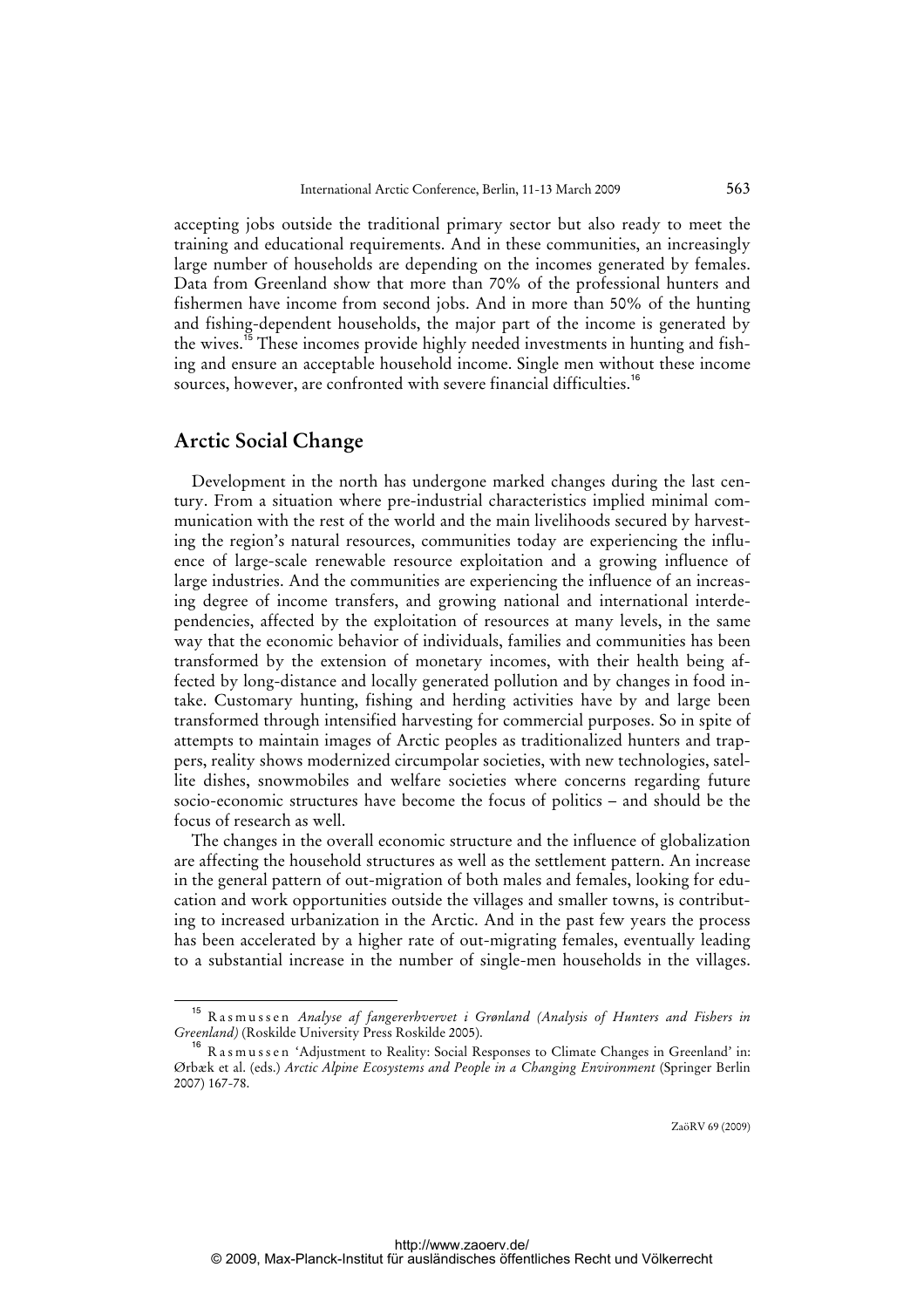accepting jobs outside the traditional primary sector but also ready to meet the training and educational requirements. And in these communities, an increasingly large number of households are depending on the incomes generated by females. Data from Greenland show that more than 70% of the professional hunters and fishermen have income from second jobs. And in more than 50% of the hunting and fishing-dependent households, the major part of the income is generated by the wives.[15] These incomes provide highly needed investments in hunting and fishing and ensure an acceptable household income. Single men without these income sources, however, are confronted with severe financial difficulties.[16]

## Arctic Social Change

Development in the north has undergone marked changes during the last century. From a situation where pre-industrial characteristics implied minimal communication with the rest of the world and the main livelihoods secured by harvesting the region's natural resources, communities today are experiencing the influence of large-scale renewable resource exploitation and a growing influence of large industries. And the communities are experiencing the influence of an increasing degree of income transfers, and growing national and international interdependencies, affected by the exploitation of resources at many levels, in the same way that the economic behavior of individuals, families and communities has been transformed by the extension of monetary incomes, with their health being affected by long-distance and locally generated pollution and by changes in food intake. Customary hunting, fishing and herding activities have by and large been transformed through intensified harvesting for commercial purposes. So in spite of attempts to maintain images of Arctic peoples as traditionalized hunters and trappers, reality shows modernized circumpolar societies, with new technologies, satellite dishes, snowmobiles and welfare societies where concerns regarding future socio-economic structures have become the focus of politics – and should be the focus of research as well.

The changes in the overall economic structure and the influence of globalization are affecting the household structures as well as the settlement pattern. An increase in the general pattern of out-migration of both males and females, looking for education and work opportunities outside the villages and smaller towns, is contributing to increased urbanization in the Arctic. And in the past few years the process has been accelerated by a higher rate of out-migrating females, eventually leading to a substantial increase in the number of single-men households in the villages.

---

[15] Rasmussen *Analyse af fangererhvervet i Grønland (Analysis of Hunters and Fishers in Greenland)* (Roskilde University Press Roskilde 2005).

[16] Rasmussen 'Adjustment to Reality: Social Responses to Climate Changes in Greenland' in: Ørbæk et al. (eds.) *Arctic Alpine Ecosystems and People in a Changing Environment* (Springer Berlin 2007) 167-78.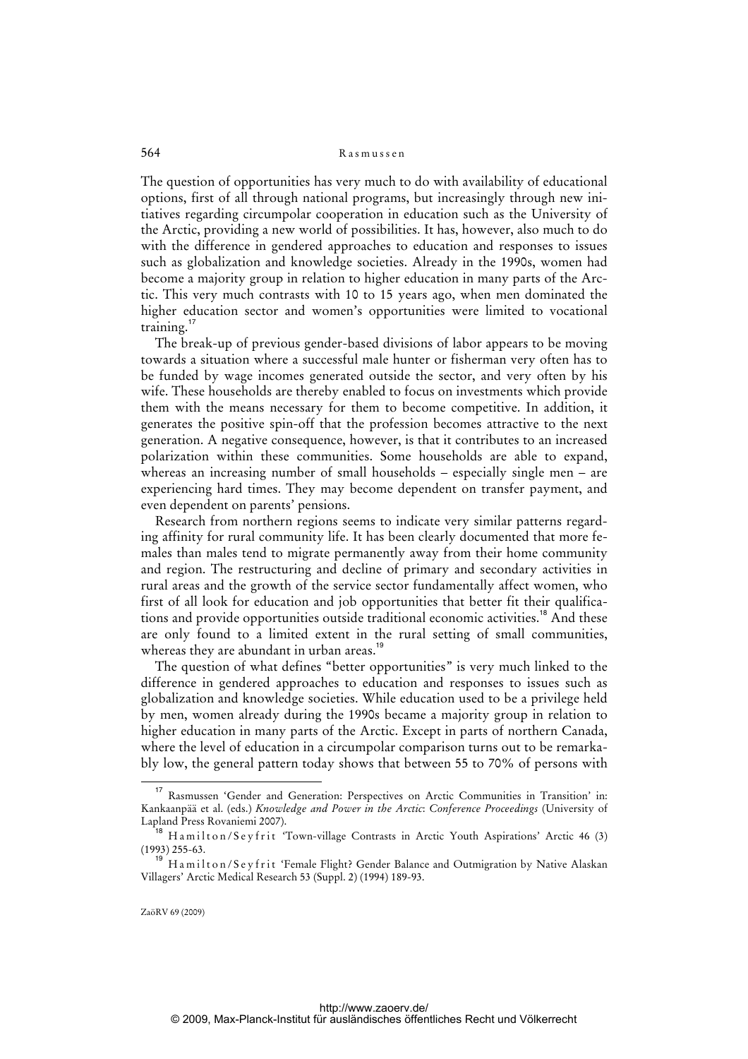The question of opportunities has very much to do with availability of educational options, first of all through national programs, but increasingly through new initiatives regarding circumpolar cooperation in education such as the University of the Arctic, providing a new world of possibilities. It has, however, also much to do with the difference in gendered approaches to education and responses to issues such as globalization and knowledge societies. Already in the 1990s, women had become a majority group in relation to higher education in many parts of the Arctic. This very much contrasts with 10 to 15 years ago, when men dominated the higher education sector and women's opportunities were limited to vocational training.[17]

The break-up of previous gender-based divisions of labor appears to be moving towards a situation where a successful male hunter or fisherman very often has to be funded by wage incomes generated outside the sector, and very often by his wife. These households are thereby enabled to focus on investments which provide them with the means necessary for them to become competitive. In addition, it generates the positive spin-off that the profession becomes attractive to the next generation. A negative consequence, however, is that it contributes to an increased polarization within these communities. Some households are able to expand, whereas an increasing number of small households – especially single men – are experiencing hard times. They may become dependent on transfer payment, and even dependent on parents' pensions.

Research from northern regions seems to indicate very similar patterns regarding affinity for rural community life. It has been clearly documented that more females than males tend to migrate permanently away from their home community and region. The restructuring and decline of primary and secondary activities in rural areas and the growth of the service sector fundamentally affect women, who first of all look for education and job opportunities that better fit their qualifications and provide opportunities outside traditional economic activities.[18] And these are only found to a limited extent in the rural setting of small communities, whereas they are abundant in urban areas.[19]

The question of what defines "better opportunities" is very much linked to the difference in gendered approaches to education and responses to issues such as globalization and knowledge societies. While education used to be a privilege held by men, women already during the 1990s became a majority group in relation to higher education in many parts of the Arctic. Except in parts of northern Canada, where the level of education in a circumpolar comparison turns out to be remarkably low, the general pattern today shows that between 55 to 70% of persons with

---

[17] Rasmussen 'Gender and Generation: Perspectives on Arctic Communities in Transition' in: Kankaanpää et al. (eds.) *Knowledge and Power in the Arctic*: *Conference Proceedings* (University of Lapland Press Rovaniemi 2007).

[18] Hamilton/Seyfrit 'Town-village Contrasts in Arctic Youth Aspirations' Arctic 46 (3) (1993) 255-63.

[19] Hamilton/Seyfrit 'Female Flight? Gender Balance and Outmigration by Native Alaskan Villagers' Arctic Medical Research 53 (Suppl. 2) (1994) 189-93.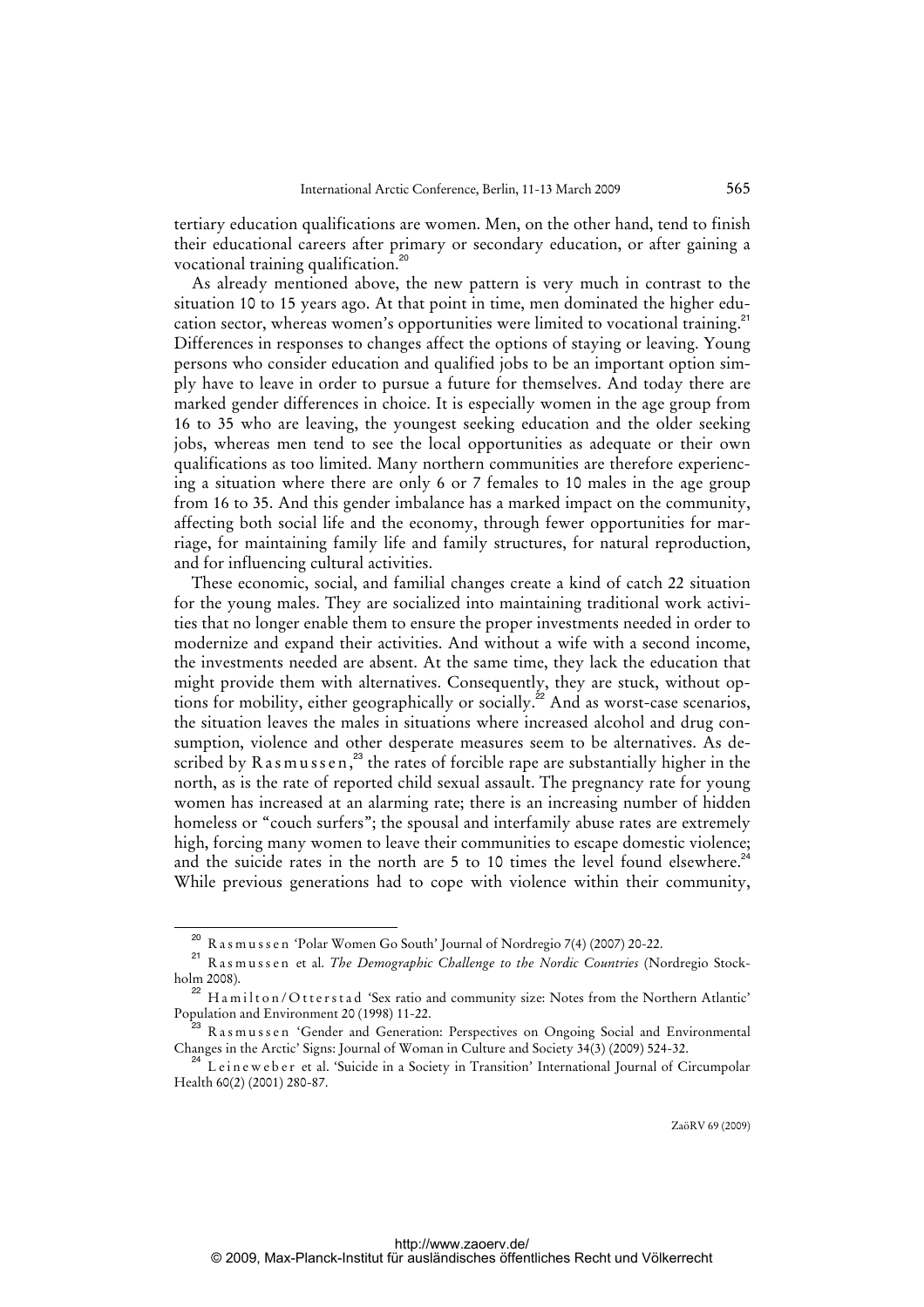tertiary education qualifications are women. Men, on the other hand, tend to finish their educational careers after primary or secondary education, or after gaining a vocational training qualification.[20]

As already mentioned above, the new pattern is very much in contrast to the situation 10 to 15 years ago. At that point in time, men dominated the higher education sector, whereas women's opportunities were limited to vocational training.[21] Differences in responses to changes affect the options of staying or leaving. Young persons who consider education and qualified jobs to be an important option simply have to leave in order to pursue a future for themselves. And today there are marked gender differences in choice. It is especially women in the age group from 16 to 35 who are leaving, the youngest seeking education and the older seeking jobs, whereas men tend to see the local opportunities as adequate or their own qualifications as too limited. Many northern communities are therefore experiencing a situation where there are only 6 or 7 females to 10 males in the age group from 16 to 35. And this gender imbalance has a marked impact on the community, affecting both social life and the economy, through fewer opportunities for marriage, for maintaining family life and family structures, for natural reproduction, and for influencing cultural activities.

These economic, social, and familial changes create a kind of catch 22 situation for the young males. They are socialized into maintaining traditional work activities that no longer enable them to ensure the proper investments needed in order to modernize and expand their activities. And without a wife with a second income, the investments needed are absent. At the same time, they lack the education that might provide them with alternatives. Consequently, they are stuck, without options for mobility, either geographically or socially.[22] And as worst-case scenarios, the situation leaves the males in situations where increased alcohol and drug consumption, violence and other desperate measures seem to be alternatives. As described by Rasmussen,[23] the rates of forcible rape are substantially higher in the north, as is the rate of reported child sexual assault. The pregnancy rate for young women has increased at an alarming rate; there is an increasing number of hidden homeless or "couch surfers"; the spousal and interfamily abuse rates are extremely high, forcing many women to leave their communities to escape domestic violence; and the suicide rates in the north are 5 to 10 times the level found elsewhere.[24] While previous generations had to cope with violence within their community,

---

[20] Rasmussen 'Polar Women Go South' Journal of Nordregio 7(4) (2007) 20-22.

[21] Rasmussen et al. *The Demographic Challenge to the Nordic Countries* (Nordregio Stockholm 2008).

[22] Hamilton/Otterstad 'Sex ratio and community size: Notes from the Northern Atlantic' Population and Environment 20 (1998) 11-22.

[23] Rasmussen 'Gender and Generation: Perspectives on Ongoing Social and Environmental Changes in the Arctic' Signs: Journal of Woman in Culture and Society 34(3) (2009) 524-32.

[24] Leineweber et al. 'Suicide in a Society in Transition' International Journal of Circumpolar Health 60(2) (2001) 280-87.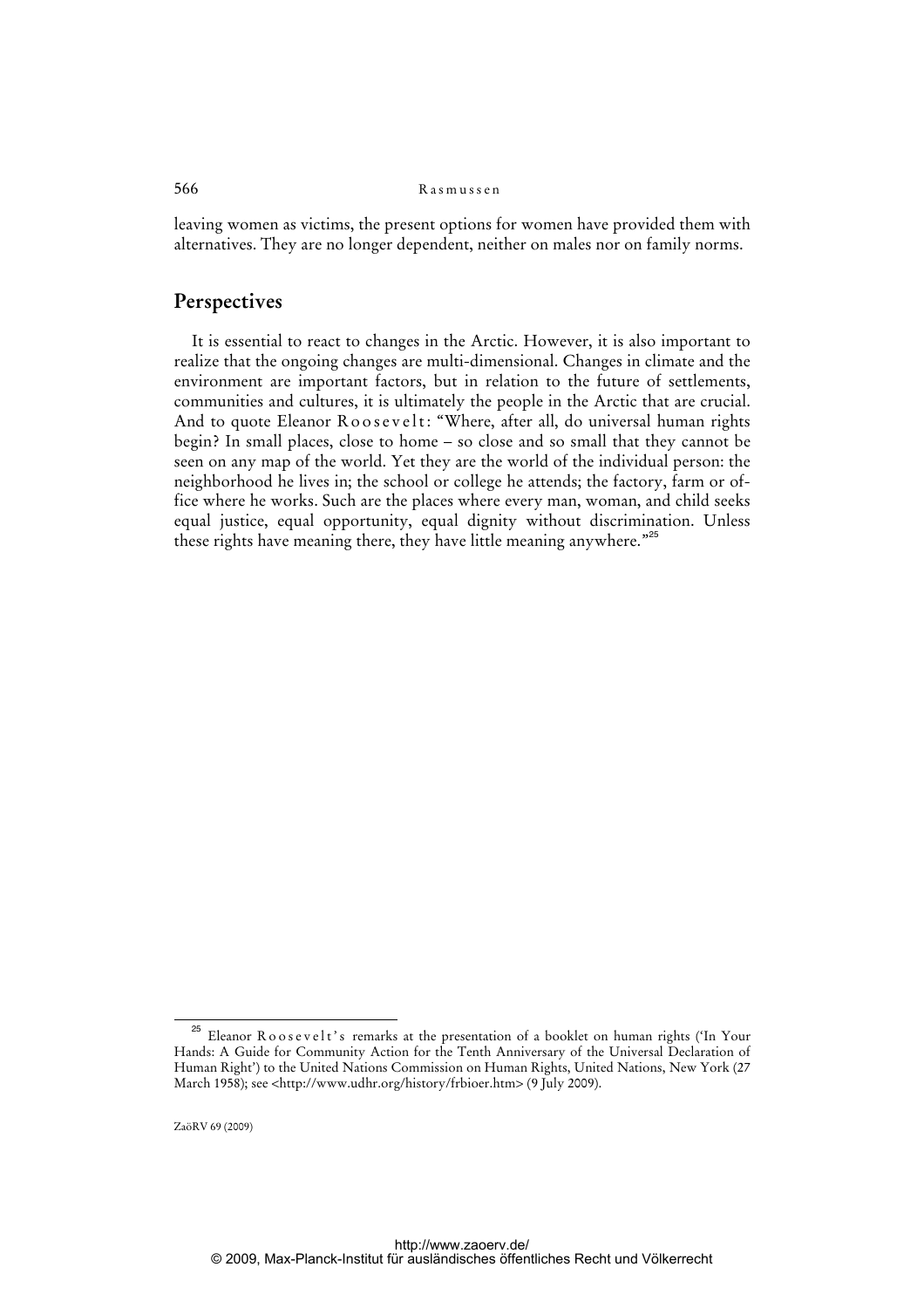leaving women as victims, the present options for women have provided them with alternatives. They are no longer dependent, neither on males nor on family norms.

## Perspectives

It is essential to react to changes in the Arctic. However, it is also important to realize that the ongoing changes are multi-dimensional. Changes in climate and the environment are important factors, but in relation to the future of settlements, communities and cultures, it is ultimately the people in the Arctic that are crucial. And to quote Eleanor Roosevelt: "Where, after all, do universal human rights begin? In small places, close to home – so close and so small that they cannot be seen on any map of the world. Yet they are the world of the individual person: the neighborhood he lives in; the school or college he attends; the factory, farm or office where he works. Such are the places where every man, woman, and child seeks equal justice, equal opportunity, equal dignity without discrimination. Unless these rights have meaning there, they have little meaning anywhere."[25]

---

[25] Eleanor Roosevelt's remarks at the presentation of a booklet on human rights ('In Your Hands: A Guide for Community Action for the Tenth Anniversary of the Universal Declaration of Human Right') to the United Nations Commission on Human Rights, United Nations, New York (27 March 1958); see <http://www.udhr.org/history/frbioer.htm> (9 July 2009).